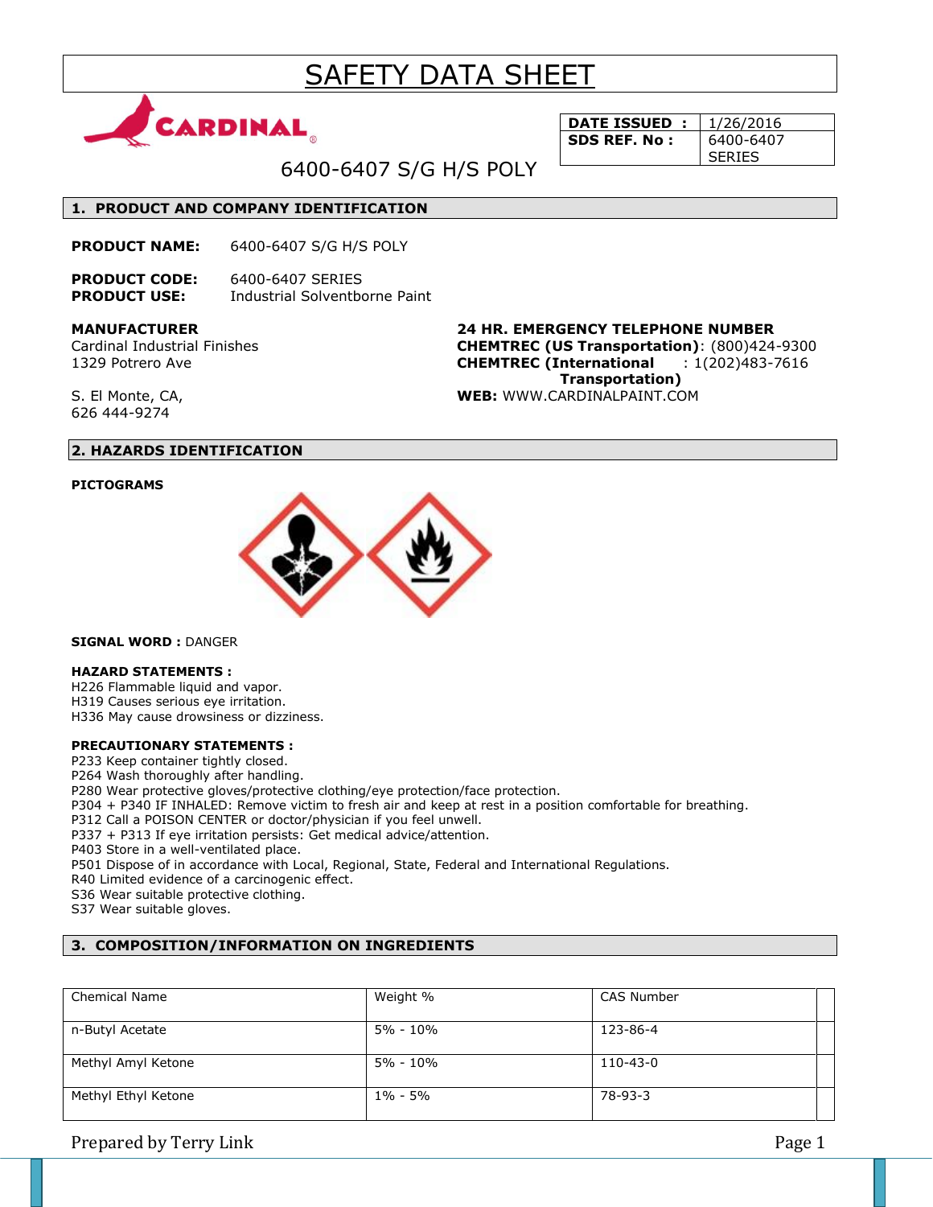# SAFETY DATA SHEET

CARDINAL

| DATE ISSUED : | 1/26/2016 |
|---|---|
| SDS REF. No : | 6400-6407 SERIES |

6400-6407 S/G H/S POLY

## 1. PRODUCT AND COMPANY IDENTIFICATION

**PRODUCT NAME:** 6400-6407 S/G H/S POLY

**PRODUCT CODE:** 6400-6407 SERIES
**PRODUCT USE:** Industrial Solventborne Paint

**MANUFACTURER**
Cardinal Industrial Finishes
1329 Potrero Ave

S. El Monte, CA,
626 444-9274

**24 HR. EMERGENCY TELEPHONE NUMBER**
**CHEMTREC (US Transportation)**: (800)424-9300
**CHEMTREC (International Transportation)** : 1(202)483-7616
**WEB:** WWW.CARDINALPAINT.COM

## 2. HAZARDS IDENTIFICATION

**PICTOGRAMS**

**SIGNAL WORD :** DANGER

**HAZARD STATEMENTS :**
H226 Flammable liquid and vapor.
H319 Causes serious eye irritation.
H336 May cause drowsiness or dizziness.

**PRECAUTIONARY STATEMENTS :**
P233 Keep container tightly closed.
P264 Wash thoroughly after handling.
P280 Wear protective gloves/protective clothing/eye protection/face protection.
P304 + P340 IF INHALED: Remove victim to fresh air and keep at rest in a position comfortable for breathing.
P312 Call a POISON CENTER or doctor/physician if you feel unwell.
P337 + P313 If eye irritation persists: Get medical advice/attention.
P403 Store in a well-ventilated place.
P501 Dispose of in accordance with Local, Regional, State, Federal and International Regulations.
R40 Limited evidence of a carcinogenic effect.
S36 Wear suitable protective clothing.
S37 Wear suitable gloves.

## 3. COMPOSITION/INFORMATION ON INGREDIENTS

| Chemical Name | Weight % | CAS Number |
|---|---|---|
| n-Butyl Acetate | 5% - 10% | 123-86-4 |
| Methyl Amyl Ketone | 5% - 10% | 110-43-0 |
| Methyl Ethyl Ketone | 1% - 5% | 78-93-3 |

Prepared by Terry Link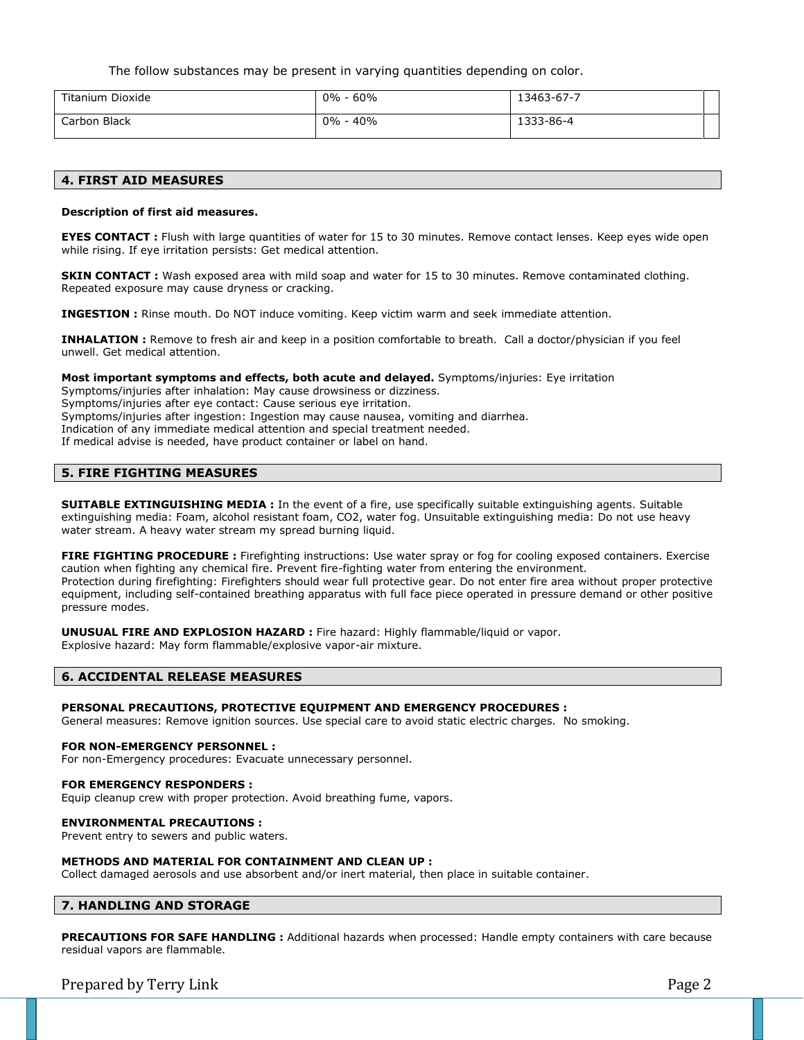The follow substances may be present in varying quantities depending on color.

| | | | |
|---|---|---|---|
| Titanium Dioxide | 0% - 60% | 13463-67-7 | |
| Carbon Black | 0% - 40% | 1333-86-4 | |

## 4. FIRST AID MEASURES

**Description of first aid measures.**

**EYES CONTACT :** Flush with large quantities of water for 15 to 30 minutes. Remove contact lenses. Keep eyes wide open while rising. If eye irritation persists: Get medical attention.

**SKIN CONTACT :** Wash exposed area with mild soap and water for 15 to 30 minutes. Remove contaminated clothing. Repeated exposure may cause dryness or cracking.

**INGESTION :** Rinse mouth. Do NOT induce vomiting. Keep victim warm and seek immediate attention.

**INHALATION :** Remove to fresh air and keep in a position comfortable to breath. Call a doctor/physician if you feel unwell. Get medical attention.

**Most important symptoms and effects, both acute and delayed.** Symptoms/injuries: Eye irritation
Symptoms/injuries after inhalation: May cause drowsiness or dizziness.
Symptoms/injuries after eye contact: Cause serious eye irritation.
Symptoms/injuries after ingestion: Ingestion may cause nausea, vomiting and diarrhea.
Indication of any immediate medical attention and special treatment needed.
If medical advise is needed, have product container or label on hand.

## 5. FIRE FIGHTING MEASURES

**SUITABLE EXTINGUISHING MEDIA :** In the event of a fire, use specifically suitable extinguishing agents. Suitable extinguishing media: Foam, alcohol resistant foam, $CO_2$, water fog. Unsuitable extinguishing media: Do not use heavy water stream. A heavy water stream my spread burning liquid.

**FIRE FIGHTING PROCEDURE :** Firefighting instructions: Use water spray or fog for cooling exposed containers. Exercise caution when fighting any chemical fire. Prevent fire-fighting water from entering the environment.
Protection during firefighting: Firefighters should wear full protective gear. Do not enter fire area without proper protective equipment, including self-contained breathing apparatus with full face piece operated in pressure demand or other positive pressure modes.

**UNUSUAL FIRE AND EXPLOSION HAZARD :** Fire hazard: Highly flammable/liquid or vapor.
Explosive hazard: May form flammable/explosive vapor-air mixture.

## 6. ACCIDENTAL RELEASE MEASURES

**PERSONAL PRECAUTIONS, PROTECTIVE EQUIPMENT AND EMERGENCY PROCEDURES :**
General measures: Remove ignition sources. Use special care to avoid static electric charges. No smoking.

**FOR NON-EMERGENCY PERSONNEL :**
For non-Emergency procedures: Evacuate unnecessary personnel.

**FOR EMERGENCY RESPONDERS :**
Equip cleanup crew with proper protection. Avoid breathing fume, vapors.

**ENVIRONMENTAL PRECAUTIONS :**
Prevent entry to sewers and public waters.

**METHODS AND MATERIAL FOR CONTAINMENT AND CLEAN UP :**
Collect damaged aerosols and use absorbent and/or inert material, then place in suitable container.

## 7. HANDLING AND STORAGE

**PRECAUTIONS FOR SAFE HANDLING :** Additional hazards when processed: Handle empty containers with care because residual vapors are flammable.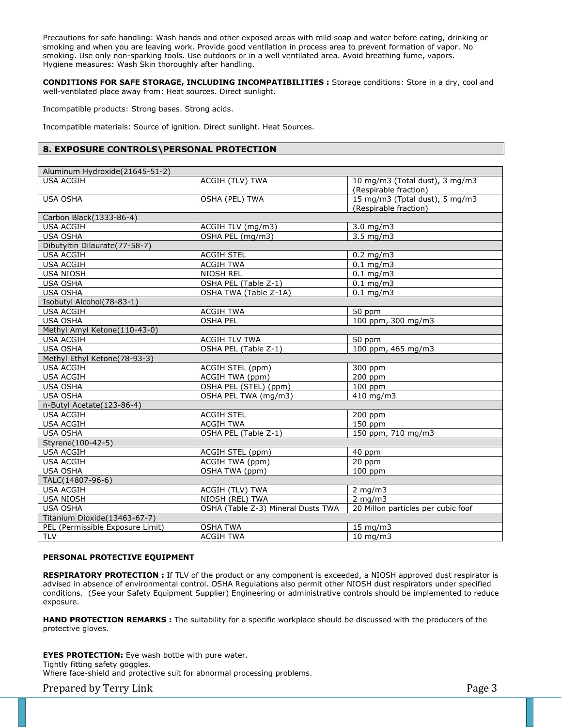Precautions for safe handling: Wash hands and other exposed areas with mild soap and water before eating, drinking or smoking and when you are leaving work. Provide good ventilation in process area to prevent formation of vapor. No smoking. Use only non-sparking tools. Use outdoors or in a well ventilated area. Avoid breathing fume, vapors.
Hygiene measures: Wash Skin thoroughly after handling.

**CONDITIONS FOR SAFE STORAGE, INCLUDING INCOMPATIBILITIES :** Storage conditions: Store in a dry, cool and well-ventilated place away from: Heat sources. Direct sunlight.

Incompatible products: Strong bases. Strong acids.

Incompatible materials: Source of ignition. Direct sunlight. Heat Sources.

## 8. EXPOSURE CONTROLS\PERSONAL PROTECTION

| Aluminum Hydroxide(21645-51-2) | | |
|---|---|---|
| USA ACGIH | ACGIH (TLV) TWA | 10 mg/m3 (Total dust), 3 mg/m3 (Respirable fraction) |
| USA OSHA | OSHA (PEL) TWA | 15 mg/m3 (Tptal dust), 5 mg/m3 (Respirable fraction) |
| Carbon Black(1333-86-4) | | |
| USA ACGIH | ACGIH TLV (mg/m3) | 3.0 mg/m3 |
| USA OSHA | OSHA PEL (mg/m3) | 3.5 mg/m3 |
| Dibutyltin Dilaurate(77-58-7) | | |
| USA ACGIH | ACGIH STEL | 0.2 mg/m3 |
| USA ACGIH | ACGIH TWA | 0.1 mg/m3 |
| USA NIOSH | NIOSH REL | 0.1 mg/m3 |
| USA OSHA | OSHA PEL (Table Z-1) | 0.1 mg/m3 |
| USA OSHA | OSHA TWA (Table Z-1A) | 0.1 mg/m3 |
| Isobutyl Alcohol(78-83-1) | | |
| USA ACGIH | ACGIH TWA | 50 ppm |
| USA OSHA | OSHA PEL | 100 ppm, 300 mg/m3 |
| Methyl Amyl Ketone(110-43-0) | | |
| USA ACGIH | ACGIH TLV TWA | 50 ppm |
| USA OSHA | OSHA PEL (Table Z-1) | 100 ppm, 465 mg/m3 |
| Methyl Ethyl Ketone(78-93-3) | | |
| USA ACGIH | ACGIH STEL (ppm) | 300 ppm |
| USA ACGIH | ACGIH TWA (ppm) | 200 ppm |
| USA OSHA | OSHA PEL (STEL) (ppm) | 100 ppm |
| USA OSHA | OSHA PEL TWA (mg/m3) | 410 mg/m3 |
| n-Butyl Acetate(123-86-4) | | |
| USA ACGIH | ACGIH STEL | 200 ppm |
| USA ACGIH | ACGIH TWA | 150 ppm |
| USA OSHA | OSHA PEL (Table Z-1) | 150 ppm, 710 mg/m3 |
| Styrene(100-42-5) | | |
| USA ACGIH | ACGIH STEL (ppm) | 40 ppm |
| USA ACGIH | ACGIH TWA (ppm) | 20 ppm |
| USA OSHA | OSHA TWA (ppm) | 100 ppm |
| TALC(14807-96-6) | | |
| USA ACGIH | ACGIH (TLV) TWA | 2 mg/m3 |
| USA NIOSH | NIOSH (REL) TWA | 2 mg/m3 |
| USA OSHA | OSHA (Table Z-3) Mineral Dusts TWA | 20 Millon particles per cubic foof |
| Titanium Dioxide(13463-67-7) | | |
| PEL (Permissible Exposure Limit) | OSHA TWA | 15 mg/m3 |
| TLV | ACGIH TWA | 10 mg/m3 |

**PERSONAL PROTECTIVE EQUIPMENT**

**RESPIRATORY PROTECTION :** If TLV of the product or any component is exceeded, a NIOSH approved dust respirator is advised in absence of environmental control. OSHA Regulations also permit other NIOSH dust respirators under specified conditions. (See your Safety Equipment Supplier) Engineering or administrative controls should be implemented to reduce exposure.

**HAND PROTECTION REMARKS :** The suitability for a specific workplace should be discussed with the producers of the protective gloves.

**EYES PROTECTION:** Eye wash bottle with pure water.
Tightly fitting safety goggles.
Where face-shield and protective suit for abnormal processing problems.

Prepared by Terry Link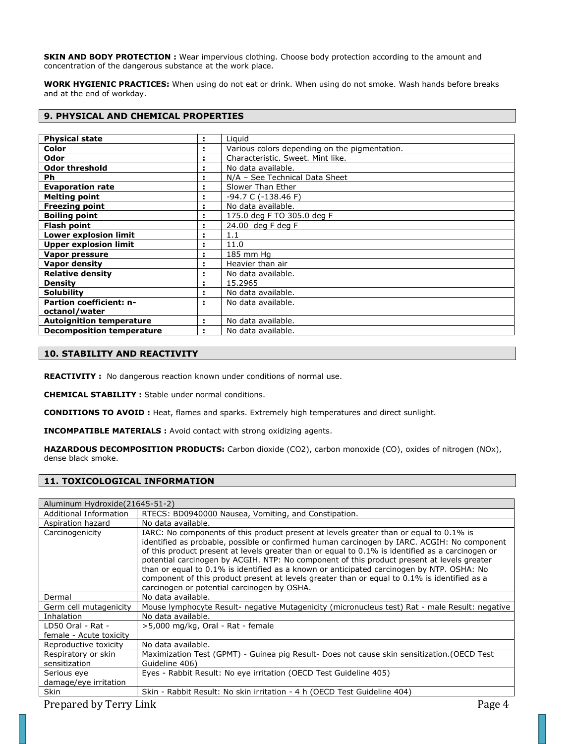**SKIN AND BODY PROTECTION :** Wear impervious clothing. Choose body protection according to the amount and concentration of the dangerous substance at the work place.

**WORK HYGIENIC PRACTICES:** When using do not eat or drink. When using do not smoke. Wash hands before breaks and at the end of workday.

## 9. PHYSICAL AND CHEMICAL PROPERTIES

| | | |
|---|---|---|
| **Physical state** | : | Liquid |
| **Color** | : | Various colors depending on the pigmentation. |
| **Odor** | : | Characteristic. Sweet. Mint like. |
| **Odor threshold** | : | No data available. |
| **Ph** | : | N/A – See Technical Data Sheet |
| **Evaporation rate** | : | Slower Than Ether |
| **Melting point** | : | -94.7 C (-138.46 F) |
| **Freezing point** | : | No data available. |
| **Boiling point** | : | 175.0 deg F TO 305.0 deg F |
| **Flash point** | : | 24.00 deg F deg F |
| **Lower explosion limit** | : | 1.1 |
| **Upper explosion limit** | : | 11.0 |
| **Vapor pressure** | : | 185 mm Hg |
| **Vapor density** | : | Heavier than air |
| **Relative density** | : | No data available. |
| **Density** | : | 15.2965 |
| **Solubility** | : | No data available. |
| **Partion coefficient: n-octanol/water** | : | No data available. |
| **Autoignition temperature** | : | No data available. |
| **Decomposition temperature** | : | No data available. |

## 10. STABILITY AND REACTIVITY

**REACTIVITY :** No dangerous reaction known under conditions of normal use.

**CHEMICAL STABILITY :** Stable under normal conditions.

**CONDITIONS TO AVOID :** Heat, flames and sparks. Extremely high temperatures and direct sunlight.

**INCOMPATIBLE MATERIALS :** Avoid contact with strong oxidizing agents.

**HAZARDOUS DECOMPOSITION PRODUCTS:** Carbon dioxide ($CO_2$), carbon monoxide (CO), oxides of nitrogen ($NO_x$), dense black smoke.

## 11. TOXICOLOGICAL INFORMATION

| Aluminum Hydroxide(21645-51-2) | |
|---|---|
| Additional Information | RTECS: BD0940000 Nausea, Vomiting, and Constipation. |
| Aspiration hazard | No data available. |
| Carcinogenicity | IARC: No components of this product present at levels greater than or equal to 0.1% is identified as probable, possible or confirmed human carcinogen by IARC. ACGIH: No component of this product present at levels greater than or equal to 0.1% is identified as a carcinogen or potential carcinogen by ACGIH. NTP: No component of this product present at levels greater than or equal to 0.1% is identified as a known or anticipated carcinogen by NTP. OSHA: No component of this product present at levels greater than or equal to 0.1% is identified as a carcinogen or potential carcinogen by OSHA. |
| Dermal | No data available. |
| Germ cell mutagenicity | Mouse lymphocyte Result- negative Mutagenicity (micronucleus test) Rat - male Result: negative |
| Inhalation | No data available. |
| LD50 Oral - Rat - female - Acute toxicity | >5,000 mg/kg, Oral - Rat - female |
| Reproductive toxicity | No data available. |
| Respiratory or skin sensitization | Maximization Test (GPMT) - Guinea pig Result- Does not cause skin sensitization.(OECD Test Guideline 406) |
| Serious eye damage/eye irritation | Eyes - Rabbit Result: No eye irritation (OECD Test Guideline 405) |
| Skin | Skin - Rabbit Result: No skin irritation - 4 h (OECD Test Guideline 404) |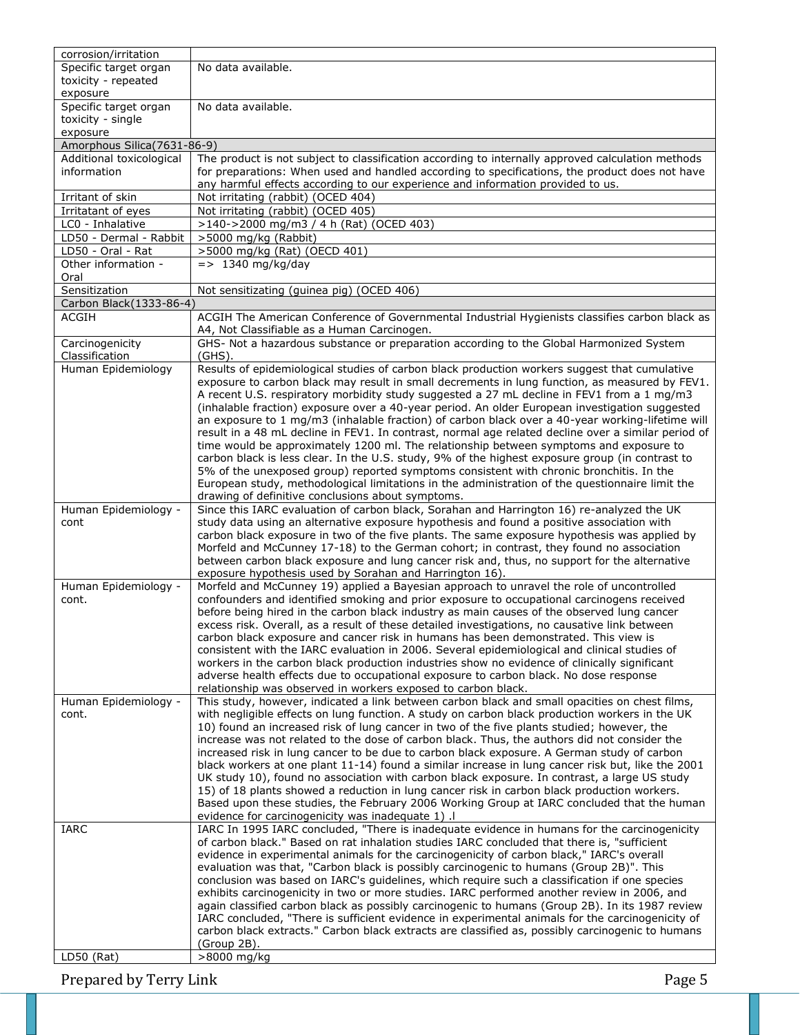| corrosion/irritation | |
|---|---|
| Specific target organ toxicity - repeated exposure | No data available. |
| Specific target organ toxicity - single exposure | No data available. |
| Amorphous Silica(7631-86-9) | |
| Additional toxicological information | The product is not subject to classification according to internally approved calculation methods for preparations: When used and handled according to specifications, the product does not have any harmful effects according to our experience and information provided to us. |
| Irritant of skin | Not irritating (rabbit) (OCED 404) |
| Irritatant of eyes | Not irritating (rabbit) (OCED 405) |
| LC0 - Inhalative | >140->2000 mg/m3 / 4 h (Rat) (OCED 403) |
| LD50 - Dermal - Rabbit | >5000 mg/kg (Rabbit) |
| LD50 - Oral - Rat | >5000 mg/kg (Rat) (OECD 401) |
| Other information - Oral | => 1340 mg/kg/day |
| Sensitization | Not sensitizating (guinea pig) (OCED 406) |
| Carbon Black(1333-86-4) | |
| ACGIH | ACGIH The American Conference of Governmental Industrial Hygienists classifies carbon black as A4, Not Classifiable as a Human Carcinogen. |
| Carcinogenicity Classification | GHS- Not a hazardous substance or preparation according to the Global Harmonized System (GHS). |
| Human Epidemiology | Results of epidemiological studies of carbon black production workers suggest that cumulative exposure to carbon black may result in small decrements in lung function, as measured by FEV1. A recent U.S. respiratory morbidity study suggested a 27 mL decline in FEV1 from a 1 mg/m3 (inhalable fraction) exposure over a 40-year period. An older European investigation suggested an exposure to 1 mg/m3 (inhalable fraction) of carbon black over a 40-year working-lifetime will result in a 48 mL decline in FEV1. In contrast, normal age related decline over a similar period of time would be approximately 1200 ml. The relationship between symptoms and exposure to carbon black is less clear. In the U.S. study, 9% of the highest exposure group (in contrast to 5% of the unexposed group) reported symptoms consistent with chronic bronchitis. In the European study, methodological limitations in the administration of the questionnaire limit the drawing of definitive conclusions about symptoms. |
| Human Epidemiology - cont | Since this IARC evaluation of carbon black, Sorahan and Harrington 16) re-analyzed the UK study data using an alternative exposure hypothesis and found a positive association with carbon black exposure in two of the five plants. The same exposure hypothesis was applied by Morfeld and McCunney 17-18) to the German cohort; in contrast, they found no association between carbon black exposure and lung cancer risk and, thus, no support for the alternative exposure hypothesis used by Sorahan and Harrington 16). |
| Human Epidemiology - cont. | Morfeld and McCunney 19) applied a Bayesian approach to unravel the role of uncontrolled confounders and identified smoking and prior exposure to occupational carcinogens received before being hired in the carbon black industry as main causes of the observed lung cancer excess risk. Overall, as a result of these detailed investigations, no causative link between carbon black exposure and cancer risk in humans has been demonstrated. This view is consistent with the IARC evaluation in 2006. Several epidemiological and clinical studies of workers in the carbon black production industries show no evidence of clinically significant adverse health effects due to occupational exposure to carbon black. No dose response relationship was observed in workers exposed to carbon black. |
| Human Epidemiology - cont. | This study, however, indicated a link between carbon black and small opacities on chest films, with negligible effects on lung function. A study on carbon black production workers in the UK 10) found an increased risk of lung cancer in two of the five plants studied; however, the increase was not related to the dose of carbon black. Thus, the authors did not consider the increased risk in lung cancer to be due to carbon black exposure. A German study of carbon black workers at one plant 11-14) found a similar increase in lung cancer risk but, like the 2001 UK study 10), found no association with carbon black exposure. In contrast, a large US study 15) of 18 plants showed a reduction in lung cancer risk in carbon black production workers. Based upon these studies, the February 2006 Working Group at IARC concluded that the human evidence for carcinogenicity was inadequate 1) .l |
| IARC | IARC In 1995 IARC concluded, "There is inadequate evidence in humans for the carcinogenicity of carbon black." Based on rat inhalation studies IARC concluded that there is, "sufficient evidence in experimental animals for the carcinogenicity of carbon black," IARC's overall evaluation was that, "Carbon black is possibly carcinogenic to humans (Group 2B)". This conclusion was based on IARC's guidelines, which require such a classification if one species exhibits carcinogenicity in two or more studies. IARC performed another review in 2006, and again classified carbon black as possibly carcinogenic to humans (Group 2B). In its 1987 review IARC concluded, "There is sufficient evidence in experimental animals for the carcinogenicity of carbon black extracts." Carbon black extracts are classified as, possibly carcinogenic to humans (Group 2B). |
| LD50 (Rat) | >8000 mg/kg |

Prepared by Terry Link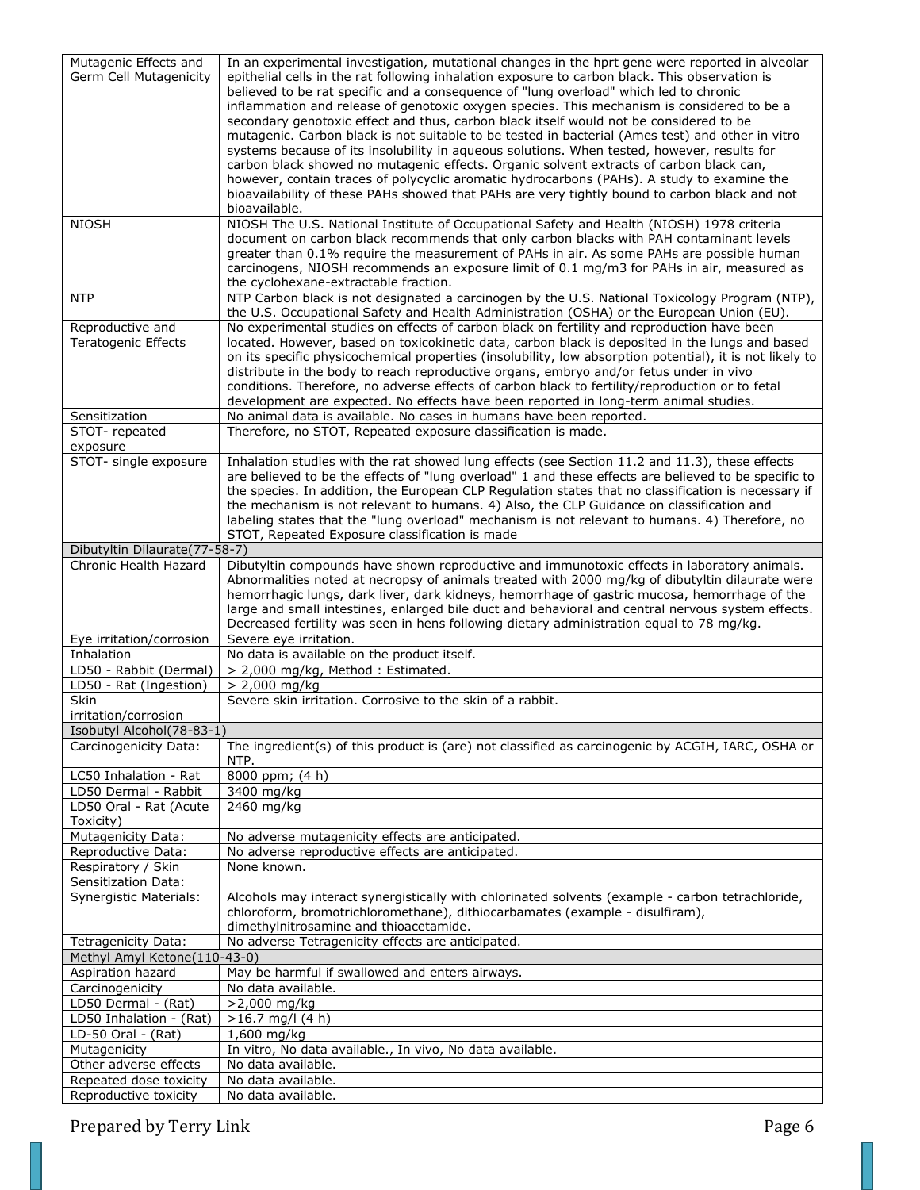| | |
|---|---|
| Mutagenic Effects and Germ Cell Mutagenicity | In an experimental investigation, mutational changes in the hprt gene were reported in alveolar epithelial cells in the rat following inhalation exposure to carbon black. This observation is believed to be rat specific and a consequence of "lung overload" which led to chronic inflammation and release of genotoxic oxygen species. This mechanism is considered to be a secondary genotoxic effect and thus, carbon black itself would not be considered to be mutagenic. Carbon black is not suitable to be tested in bacterial (Ames test) and other in vitro systems because of its insolubility in aqueous solutions. When tested, however, results for carbon black showed no mutagenic effects. Organic solvent extracts of carbon black can, however, contain traces of polycyclic aromatic hydrocarbons (PAHs). A study to examine the bioavailability of these PAHs showed that PAHs are very tightly bound to carbon black and not bioavailable. |
| NIOSH | NIOSH The U.S. National Institute of Occupational Safety and Health (NIOSH) 1978 criteria document on carbon black recommends that only carbon blacks with PAH contaminant levels greater than 0.1% require the measurement of PAHs in air. As some PAHs are possible human carcinogens, NIOSH recommends an exposure limit of 0.1 mg/m3 for PAHs in air, measured as the cyclohexane-extractable fraction. |
| NTP | NTP Carbon black is not designated a carcinogen by the U.S. National Toxicology Program (NTP), the U.S. Occupational Safety and Health Administration (OSHA) or the European Union (EU). |
| Reproductive and Teratogenic Effects | No experimental studies on effects of carbon black on fertility and reproduction have been located. However, based on toxicokinetic data, carbon black is deposited in the lungs and based on its specific physicochemical properties (insolubility, low absorption potential), it is not likely to distribute in the body to reach reproductive organs, embryo and/or fetus under in vivo conditions. Therefore, no adverse effects of carbon black to fertility/reproduction or to fetal development are expected. No effects have been reported in long-term animal studies. |
| Sensitization | No animal data is available. No cases in humans have been reported. |
| STOT- repeated exposure | Therefore, no STOT, Repeated exposure classification is made. |
| STOT- single exposure | Inhalation studies with the rat showed lung effects (see Section 11.2 and 11.3), these effects are believed to be the effects of "lung overload" 1 and these effects are believed to be specific to the species. In addition, the European CLP Regulation states that no classification is necessary if the mechanism is not relevant to humans. 4) Also, the CLP Guidance on classification and labeling states that the "lung overload" mechanism is not relevant to humans. 4) Therefore, no STOT, Repeated Exposure classification is made |
| **Dibutyltin Dilaurate(77-58-7)** | |
| Chronic Health Hazard | Dibutyltin compounds have shown reproductive and immunotoxic effects in laboratory animals. Abnormalities noted at necropsy of animals treated with 2000 mg/kg of dibutyltin dilaurate were hemorrhagic lungs, dark liver, dark kidneys, hemorrhage of gastric mucosa, hemorrhage of the large and small intestines, enlarged bile duct and behavioral and central nervous system effects. Decreased fertility was seen in hens following dietary administration equal to 78 mg/kg. |
| Eye irritation/corrosion | Severe eye irritation. |
| Inhalation | No data is available on the product itself. |
| LD50 - Rabbit (Dermal) | > 2,000 mg/kg, Method : Estimated. |
| LD50 - Rat (Ingestion) | > 2,000 mg/kg |
| Skin irritation/corrosion | Severe skin irritation. Corrosive to the skin of a rabbit. |
| **Isobutyl Alcohol(78-83-1)** | |
| Carcinogenicity Data: | The ingredient(s) of this product is (are) not classified as carcinogenic by ACGIH, IARC, OSHA or NTP. |
| LC50 Inhalation - Rat | 8000 ppm; (4 h) |
| LD50 Dermal - Rabbit | 3400 mg/kg |
| LD50 Oral - Rat (Acute Toxicity) | 2460 mg/kg |
| Mutagenicity Data: | No adverse mutagenicity effects are anticipated. |
| Reproductive Data: | No adverse reproductive effects are anticipated. |
| Respiratory / Skin Sensitization Data: | None known. |
| Synergistic Materials: | Alcohols may interact synergistically with chlorinated solvents (example - carbon tetrachloride, chloroform, bromotrichloromethane), dithiocarbamates (example - disulfiram), dimethylnitrosamine and thioacetamide. |
| Tetragenicity Data: | No adverse Tetragenicity effects are anticipated. |
| **Methyl Amyl Ketone(110-43-0)** | |
| Aspiration hazard | May be harmful if swallowed and enters airways. |
| Carcinogenicity | No data available. |
| LD50 Dermal - (Rat) | >2,000 mg/kg |
| LD50 Inhalation - (Rat) | >16.7 mg/l (4 h) |
| LD-50 Oral - (Rat) | 1,600 mg/kg |
| Mutagenicity | In vitro, No data available., In vivo, No data available. |
| Other adverse effects | No data available. |
| Repeated dose toxicity | No data available. |
| Reproductive toxicity | No data available. |

Prepared by Terry Link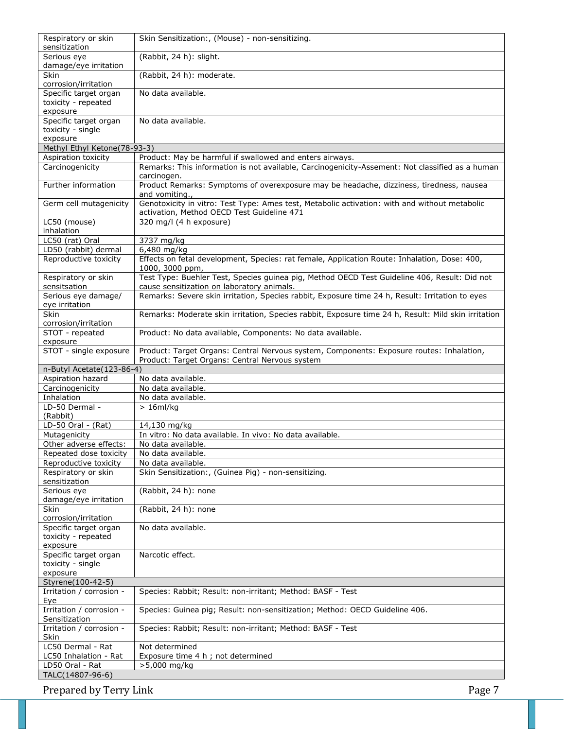| | |
|---|---|
| Respiratory or skin sensitization | Skin Sensitization:, (Mouse) - non-sensitizing. |
| Serious eye damage/eye irritation | (Rabbit, 24 h): slight. |
| Skin corrosion/irritation | (Rabbit, 24 h): moderate. |
| Specific target organ toxicity - repeated exposure | No data available. |
| Specific target organ toxicity - single exposure | No data available. |
| **Methyl Ethyl Ketone(78-93-3)** | |
| Aspiration toxicity | Product: May be harmful if swallowed and enters airways. |
| Carcinogenicity | Remarks: This information is not available, Carcinogenicity-Assement: Not classified as a human carcinogen. |
| Further information | Product Remarks: Symptoms of overexposure may be headache, dizziness, tiredness, nausea and vomiting., |
| Germ cell mutagenicity | Genotoxicity in vitro: Test Type: Ames test, Metabolic activation: with and without metabolic activation, Method OECD Test Guideline 471 |
| LC50 (mouse) inhalation | 320 mg/l (4 h exposure) |
| LC50 (rat) Oral | 3737 mg/kg |
| LD50 (rabbit) dermal | 6,480 mg/kg |
| Reproductive toxicity | Effects on fetal development, Species: rat female, Application Route: Inhalation, Dose: 400, 1000, 3000 ppm, |
| Respiratory or skin sensitsation | Test Type: Buehler Test, Species guinea pig, Method OECD Test Guideline 406, Result: Did not cause sensitization on laboratory animals. |
| Serious eye damage/ eye irritation | Remarks: Severe skin irritation, Species rabbit, Exposure time 24 h, Result: Irritation to eyes |
| Skin corrosion/irritation | Remarks: Moderate skin irritation, Species rabbit, Exposure time 24 h, Result: Mild skin irritation |
| STOT - repeated exposure | Product: No data available, Components: No data available. |
| STOT - single exposure | Product: Target Organs: Central Nervous system, Components: Exposure routes: Inhalation, Product: Target Organs: Central Nervous system |
| **n-Butyl Acetate(123-86-4)** | |
| Aspiration hazard | No data available. |
| Carcinogenicity | No data available. |
| Inhalation | No data available. |
| LD-50 Dermal - (Rabbit) | > 16ml/kg |
| LD-50 Oral - (Rat) | 14,130 mg/kg |
| Mutagenicity | In vitro: No data available. In vivo: No data available. |
| Other adverse effects: | No data available. |
| Repeated dose toxicity | No data available. |
| Reproductive toxicity | No data available. |
| Respiratory or skin sensitization | Skin Sensitization:, (Guinea Pig) - non-sensitizing. |
| Serious eye damage/eye irritation | (Rabbit, 24 h): none |
| Skin corrosion/irritation | (Rabbit, 24 h): none |
| Specific target organ toxicity - repeated exposure | No data available. |
| Specific target organ toxicity - single exposure | Narcotic effect. |
| **Styrene(100-42-5)** | |
| Irritation / corrosion - Eye | Species: Rabbit; Result: non-irritant; Method: BASF - Test |
| Irritation / corrosion - Sensitization | Species: Guinea pig; Result: non-sensitization; Method: OECD Guideline 406. |
| Irritation / corrosion - Skin | Species: Rabbit; Result: non-irritant; Method: BASF - Test |
| LC50 Dermal - Rat | Not determined |
| LC50 Inhalation - Rat | Exposure time 4 h ; not determined |
| LD50 Oral - Rat | >5,000 mg/kg |
| **TALC(14807-96-6)** | |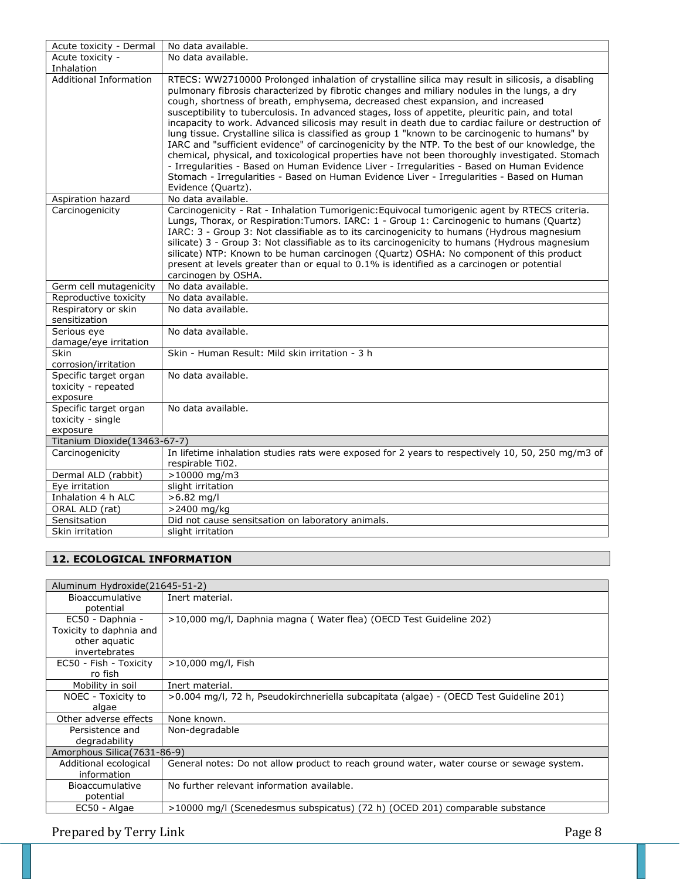| | |
|---|---|
| Acute toxicity - Dermal | No data available. |
| Acute toxicity - Inhalation | No data available. |
| Additional Information | RTECS: WW2710000 Prolonged inhalation of crystalline silica may result in silicosis, a disabling pulmonary fibrosis characterized by fibrotic changes and miliary nodules in the lungs, a dry cough, shortness of breath, emphysema, decreased chest expansion, and increased susceptibility to tuberculosis. In advanced stages, loss of appetite, pleuritic pain, and total incapacity to work. Advanced silicosis may result in death due to cardiac failure or destruction of lung tissue. Crystalline silica is classified as group 1 "known to be carcinogenic to humans" by IARC and "sufficient evidence" of carcinogenicity by the NTP. To the best of our knowledge, the chemical, physical, and toxicological properties have not been thoroughly investigated. Stomach - Irregularities - Based on Human Evidence Liver - Irregularities - Based on Human Evidence Stomach - Irregularities - Based on Human Evidence Liver - Irregularities - Based on Human Evidence (Quartz). |
| Aspiration hazard | No data available. |
| Carcinogenicity | Carcinogenicity - Rat - Inhalation Tumorigenic:Equivocal tumorigenic agent by RTECS criteria. Lungs, Thorax, or Respiration:Tumors. IARC: 1 - Group 1: Carcinogenic to humans (Quartz) IARC: 3 - Group 3: Not classifiable as to its carcinogenicity to humans (Hydrous magnesium silicate) 3 - Group 3: Not classifiable as to its carcinogenicity to humans (Hydrous magnesium silicate) NTP: Known to be human carcinogen (Quartz) OSHA: No component of this product present at levels greater than or equal to 0.1% is identified as a carcinogen or potential carcinogen by OSHA. |
| Germ cell mutagenicity | No data available. |
| Reproductive toxicity | No data available. |
| Respiratory or skin sensitization | No data available. |
| Serious eye damage/eye irritation | No data available. |
| Skin corrosion/irritation | Skin - Human Result: Mild skin irritation - 3 h |
| Specific target organ toxicity - repeated exposure | No data available. |
| Specific target organ toxicity - single exposure | No data available. |
| **Titanium Dioxide(13463-67-7)** | |
| Carcinogenicity | In lifetime inhalation studies rats were exposed for 2 years to respectively 10, 50, 250 mg/m3 of respirable Ti02. |
| Dermal ALD (rabbit) | >10000 mg/m3 |
| Eye irritation | slight irritation |
| Inhalation 4 h ALC | >6.82 mg/l |
| ORAL ALD (rat) | >2400 mg/kg |
| Sensitsation | Did not cause sensitsation on laboratory animals. |
| Skin irritation | slight irritation |

## 12. ECOLOGICAL INFORMATION

| | |
|---|---|
| **Aluminum Hydroxide(21645-51-2)** | |
| Bioaccumulative potential | Inert material. |
| EC50 - Daphnia - Toxicity to daphnia and other aquatic invertebrates | >10,000 mg/l, Daphnia magna ( Water flea) (OECD Test Guideline 202) |
| EC50 - Fish - Toxicity ro fish | >10,000 mg/l, Fish |
| Mobility in soil | Inert material. |
| NOEC - Toxicity to algae | >0.004 mg/l, 72 h, Pseudokirchneriella subcapitata (algae) - (OECD Test Guideline 201) |
| Other adverse effects | None known. |
| Persistence and degradability | Non-degradable |
| **Amorphous Silica(7631-86-9)** | |
| Additional ecological information | General notes: Do not allow product to reach ground water, water course or sewage system. |
| Bioaccumulative potential | No further relevant information available. |
| EC50 - Algae | >10000 mg/l (Scenedesmus subspicatus) (72 h) (OCED 201) comparable substance |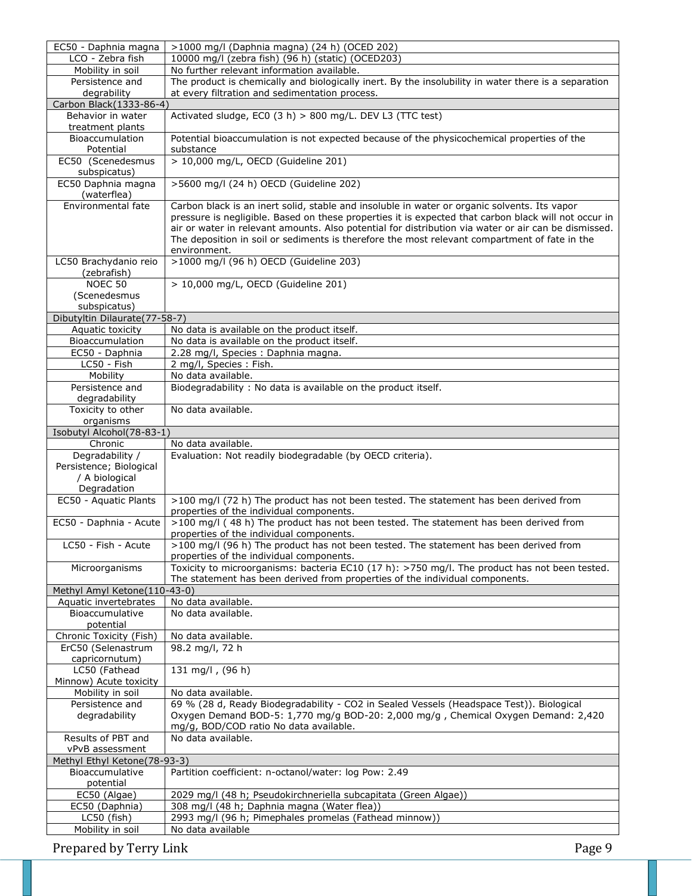| EC50 - Daphnia magna | >1000 mg/l (Daphnia magna) (24 h) (OCED 202) |
|---|---|
| LCO - Zebra fish | 10000 mg/l (zebra fish) (96 h) (static) (OCED203) |
| Mobility in soil | No further relevant information available. |
| Persistence and degrability | The product is chemically and biologically inert. By the insolubility in water there is a separation at every filtration and sedimentation process. |
| **Carbon Black(1333-86-4)** | |
| Behavior in water treatment plants | Activated sludge, EC0 (3 h) > 800 mg/L. DEV L3 (TTC test) |
| Bioaccumulation Potential | Potential bioaccumulation is not expected because of the physicochemical properties of the substance |
| EC50 (Scenedesmus subspicatus) | > 10,000 mg/L, OECD (Guideline 201) |
| EC50 Daphnia magna (waterflea) | >5600 mg/l (24 h) OECD (Guideline 202) |
| Environmental fate | Carbon black is an inert solid, stable and insoluble in water or organic solvents. Its vapor pressure is negligible. Based on these properties it is expected that carbon black will not occur in air or water in relevant amounts. Also potential for distribution via water or air can be dismissed. The deposition in soil or sediments is therefore the most relevant compartment of fate in the environment. |
| LC50 Brachydanio reio (zebrafish) | >1000 mg/l (96 h) OECD (Guideline 203) |
| NOEC 50 (Scenedesmus subspicatus) | > 10,000 mg/L, OECD (Guideline 201) |
| **Dibutyltin Dilaurate(77-58-7)** | |
| Aquatic toxicity | No data is available on the product itself. |
| Bioaccumulation | No data is available on the product itself. |
| EC50 - Daphnia | 2.28 mg/l, Species : Daphnia magna. |
| LC50 - Fish | 2 mg/l, Species : Fish. |
| Mobility | No data available. |
| Persistence and degradability | Biodegradability : No data is available on the product itself. |
| Toxicity to other organisms | No data available. |
| **Isobutyl Alcohol(78-83-1)** | |
| Chronic | No data available. |
| Degradability / Persistence; Biological / A biological Degradation | Evaluation: Not readily biodegradable (by OECD criteria). |
| EC50 - Aquatic Plants | >100 mg/l (72 h) The product has not been tested. The statement has been derived from properties of the individual components. |
| EC50 - Daphnia - Acute | >100 mg/l ( 48 h) The product has not been tested. The statement has been derived from properties of the individual components. |
| LC50 - Fish - Acute | >100 mg/l (96 h) The product has not been tested. The statement has been derived from properties of the individual components. |
| Microorganisms | Toxicity to microorganisms: bacteria EC10 (17 h): >750 mg/l. The product has not been tested. The statement has been derived from properties of the individual components. |
| **Methyl Amyl Ketone(110-43-0)** | |
| Aquatic invertebrates | No data available. |
| Bioaccumulative potential | No data available. |
| Chronic Toxicity (Fish) | No data available. |
| ErC50 (Selenastrum capricornutum) | 98.2 mg/l, 72 h |
| LC50 (Fathead Minnow) Acute toxicity | 131 mg/l , (96 h) |
| Mobility in soil | No data available. |
| Persistence and degradability | 69 % (28 d, Ready Biodegradability - CO2 in Sealed Vessels (Headspace Test)). Biological Oxygen Demand BOD-5: 1,770 mg/g BOD-20: 2,000 mg/g , Chemical Oxygen Demand: 2,420 mg/g, BOD/COD ratio No data available. |
| Results of PBT and vPvB assessment | No data available. |
| **Methyl Ethyl Ketone(78-93-3)** | |
| Bioaccumulative potential | Partition coefficient: n-octanol/water: log Pow: 2.49 |
| EC50 (Algae) | 2029 mg/l (48 h; Pseudokirchneriella subcapitata (Green Algae)) |
| EC50 (Daphnia) | 308 mg/l (48 h; Daphnia magna (Water flea)) |
| LC50 (fish) | 2993 mg/l (96 h; Pimephales promelas (Fathead minnow)) |
| Mobility in soil | No data available |

Prepared by Terry Link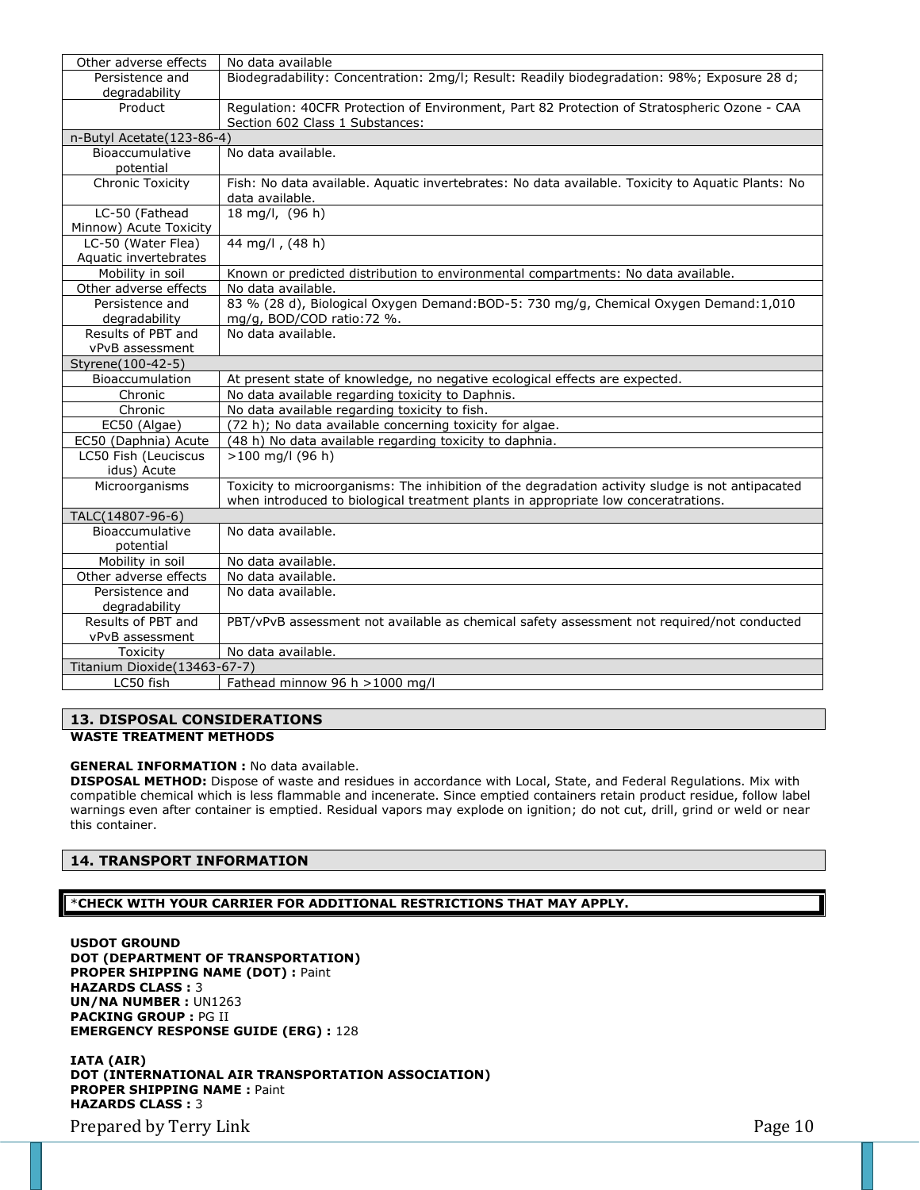| | |
|---|---|
| Other adverse effects | No data available |
| Persistence and degradability | Biodegradability: Concentration: 2mg/l; Result: Readily biodegradation: 98%; Exposure 28 d; |
| Product | Regulation: 40CFR Protection of Environment, Part 82 Protection of Stratospheric Ozone - CAA Section 602 Class 1 Substances: |
| n-Butyl Acetate(123-86-4) | |
| Bioaccumulative potential | No data available. |
| Chronic Toxicity | Fish: No data available. Aquatic invertebrates: No data available. Toxicity to Aquatic Plants: No data available. |
| LC-50 (Fathead Minnow) Acute Toxicity | 18 mg/l, (96 h) |
| LC-50 (Water Flea) Aquatic invertebrates | 44 mg/l , (48 h) |
| Mobility in soil | Known or predicted distribution to environmental compartments: No data available. |
| Other adverse effects | No data available. |
| Persistence and degradability | 83 % (28 d), Biological Oxygen Demand:BOD-5: 730 mg/g, Chemical Oxygen Demand:1,010 mg/g, BOD/COD ratio:72 %. |
| Results of PBT and vPvB assessment | No data available. |
| Styrene(100-42-5) | |
| Bioaccumulation | At present state of knowledge, no negative ecological effects are expected. |
| Chronic | No data available regarding toxicity to Daphnis. |
| Chronic | No data available regarding toxicity to fish. |
| EC50 (Algae) | (72 h); No data available concerning toxicity for algae. |
| EC50 (Daphnia) Acute | (48 h) No data available regarding toxicity to daphnia. |
| LC50 Fish (Leuciscus idus) Acute | >100 mg/l (96 h) |
| Microorganisms | Toxicity to microorganisms: The inhibition of the degradation activity sludge is not antipacated when introduced to biological treatment plants in appropriate low conceratrations. |
| TALC(14807-96-6) | |
| Bioaccumulative potential | No data available. |
| Mobility in soil | No data available. |
| Other adverse effects | No data available. |
| Persistence and degradability | No data available. |
| Results of PBT and vPvB assessment | PBT/vPvB assessment not available as chemical safety assessment not required/not conducted |
| Toxicity | No data available. |
| Titanium Dioxide(13463-67-7) | |
| LC50 fish | Fathead minnow 96 h >1000 mg/l |

## 13. DISPOSAL CONSIDERATIONS

**WASTE TREATMENT METHODS**

**GENERAL INFORMATION :** No data available.

**DISPOSAL METHOD:** Dispose of waste and residues in accordance with Local, State, and Federal Regulations. Mix with compatible chemical which is less flammable and incenerate. Since emptied containers retain product residue, follow label warnings even after container is emptied. Residual vapors may explode on ignition; do not cut, drill, grind or weld or near this container.

## 14. TRANSPORT INFORMATION

*__CHECK WITH YOUR CARRIER FOR ADDITIONAL RESTRICTIONS THAT MAY APPLY.__

**USDOT GROUND**
**DOT (DEPARTMENT OF TRANSPORTATION)**
**PROPER SHIPPING NAME (DOT) :** Paint
**HAZARDS CLASS :** 3
**UN/NA NUMBER :** UN1263
**PACKING GROUP :** PG II
**EMERGENCY RESPONSE GUIDE (ERG) :** 128

**IATA (AIR)**
**DOT (INTERNATIONAL AIR TRANSPORTATION ASSOCIATION)**
**PROPER SHIPPING NAME :** Paint
**HAZARDS CLASS :** 3

Prepared by Terry Link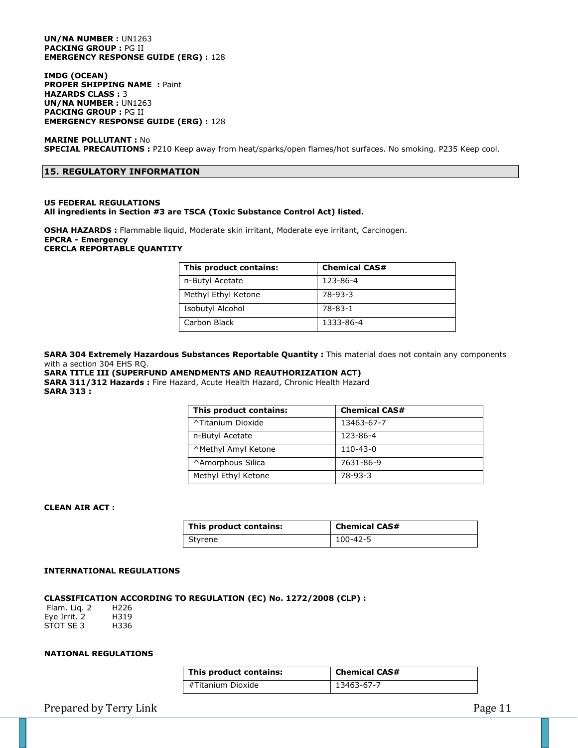**UN/NA NUMBER :** UN1263
**PACKING GROUP :** PG II
**EMERGENCY RESPONSE GUIDE (ERG) :** 128

**IMDG (OCEAN)**
**PROPER SHIPPING NAME :** Paint
**HAZARDS CLASS :** 3
**UN/NA NUMBER :** UN1263
**PACKING GROUP :** PG II
**EMERGENCY RESPONSE GUIDE (ERG) :** 128

**MARINE POLLUTANT :** No
**SPECIAL PRECAUTIONS :** P210 Keep away from heat/sparks/open flames/hot surfaces. No smoking. P235 Keep cool.

## 15. REGULATORY INFORMATION

**US FEDERAL REGULATIONS**
**All ingredients in Section #3 are TSCA (Toxic Substance Control Act) listed.**

**OSHA HAZARDS :** Flammable liquid, Moderate skin irritant, Moderate eye irritant, Carcinogen.
**EPCRA - Emergency**
**CERCLA REPORTABLE QUANTITY**

| This product contains: | Chemical CAS# |
|---|---|
| n-Butyl Acetate | 123-86-4 |
| Methyl Ethyl Ketone | 78-93-3 |
| Isobutyl Alcohol | 78-83-1 |
| Carbon Black | 1333-86-4 |

**SARA 304 Extremely Hazardous Substances Reportable Quantity :** This material does not contain any components with a section 304 EHS RQ.
**SARA TITLE III (SUPERFUND AMENDMENTS AND REAUTHORIZATION ACT)**
**SARA 311/312 Hazards :** Fire Hazard, Acute Health Hazard, Chronic Health Hazard
**SARA 313 :**

| This product contains: | Chemical CAS# |
|---|---|
| ^Titanium Dioxide | 13463-67-7 |
| n-Butyl Acetate | 123-86-4 |
| ^Methyl Amyl Ketone | 110-43-0 |
| ^Amorphous Silica | 7631-86-9 |
| Methyl Ethyl Ketone | 78-93-3 |

**CLEAN AIR ACT :**

| This product contains: | Chemical CAS# |
|---|---|
| Styrene | 100-42-5 |

**INTERNATIONAL REGULATIONS**

**CLASSIFICATION ACCORDING TO REGULATION (EC) No. 1272/2008 (CLP) :**

Flam. Liq. 2 H226
Eye Irrit. 2 H319
STOT SE 3 H336

**NATIONAL REGULATIONS**

| This product contains: | Chemical CAS# |
|---|---|
| #Titanium Dioxide | 13463-67-7 |

Prepared by Terry Link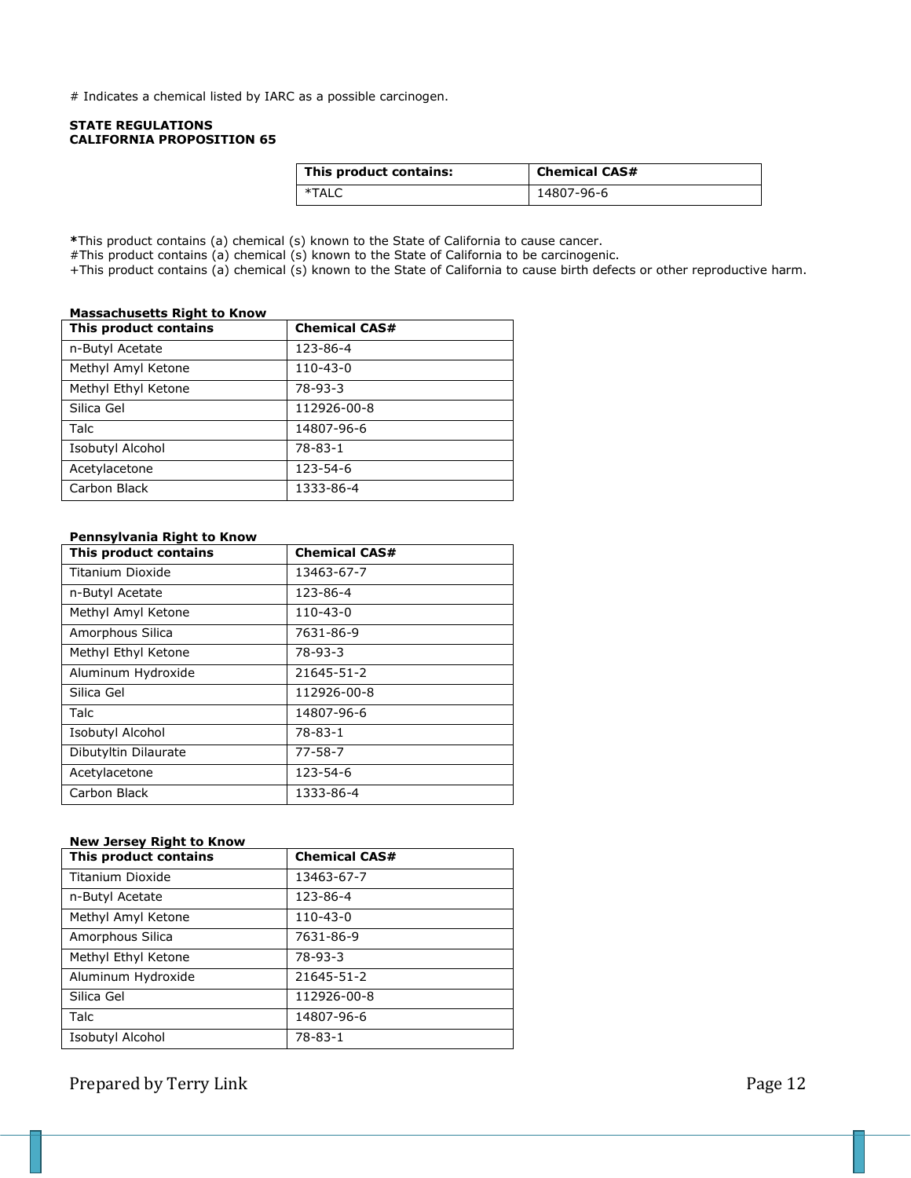# Indicates a chemical listed by IARC as a possible carcinogen.

**STATE REGULATIONS**
**CALIFORNIA PROPOSITION 65**

| This product contains: | Chemical CAS# |
|---|---|
| *TALC | 14807-96-6 |

***This product contains (a) chemical (s) known to the State of California to cause cancer.
#This product contains (a) chemical (s) known to the State of California to be carcinogenic.
+This product contains (a) chemical (s) known to the State of California to cause birth defects or other reproductive harm.

**Massachusetts Right to Know**

| This product contains | Chemical CAS# |
|---|---|
| n-Butyl Acetate | 123-86-4 |
| Methyl Amyl Ketone | 110-43-0 |
| Methyl Ethyl Ketone | 78-93-3 |
| Silica Gel | 112926-00-8 |
| Talc | 14807-96-6 |
| Isobutyl Alcohol | 78-83-1 |
| Acetylacetone | 123-54-6 |
| Carbon Black | 1333-86-4 |

**Pennsylvania Right to Know**

| This product contains | Chemical CAS# |
|---|---|
| Titanium Dioxide | 13463-67-7 |
| n-Butyl Acetate | 123-86-4 |
| Methyl Amyl Ketone | 110-43-0 |
| Amorphous Silica | 7631-86-9 |
| Methyl Ethyl Ketone | 78-93-3 |
| Aluminum Hydroxide | 21645-51-2 |
| Silica Gel | 112926-00-8 |
| Talc | 14807-96-6 |
| Isobutyl Alcohol | 78-83-1 |
| Dibutyltin Dilaurate | 77-58-7 |
| Acetylacetone | 123-54-6 |
| Carbon Black | 1333-86-4 |

**New Jersey Right to Know**

| This product contains | Chemical CAS# |
|---|---|
| Titanium Dioxide | 13463-67-7 |
| n-Butyl Acetate | 123-86-4 |
| Methyl Amyl Ketone | 110-43-0 |
| Amorphous Silica | 7631-86-9 |
| Methyl Ethyl Ketone | 78-93-3 |
| Aluminum Hydroxide | 21645-51-2 |
| Silica Gel | 112926-00-8 |
| Talc | 14807-96-6 |
| Isobutyl Alcohol | 78-83-1 |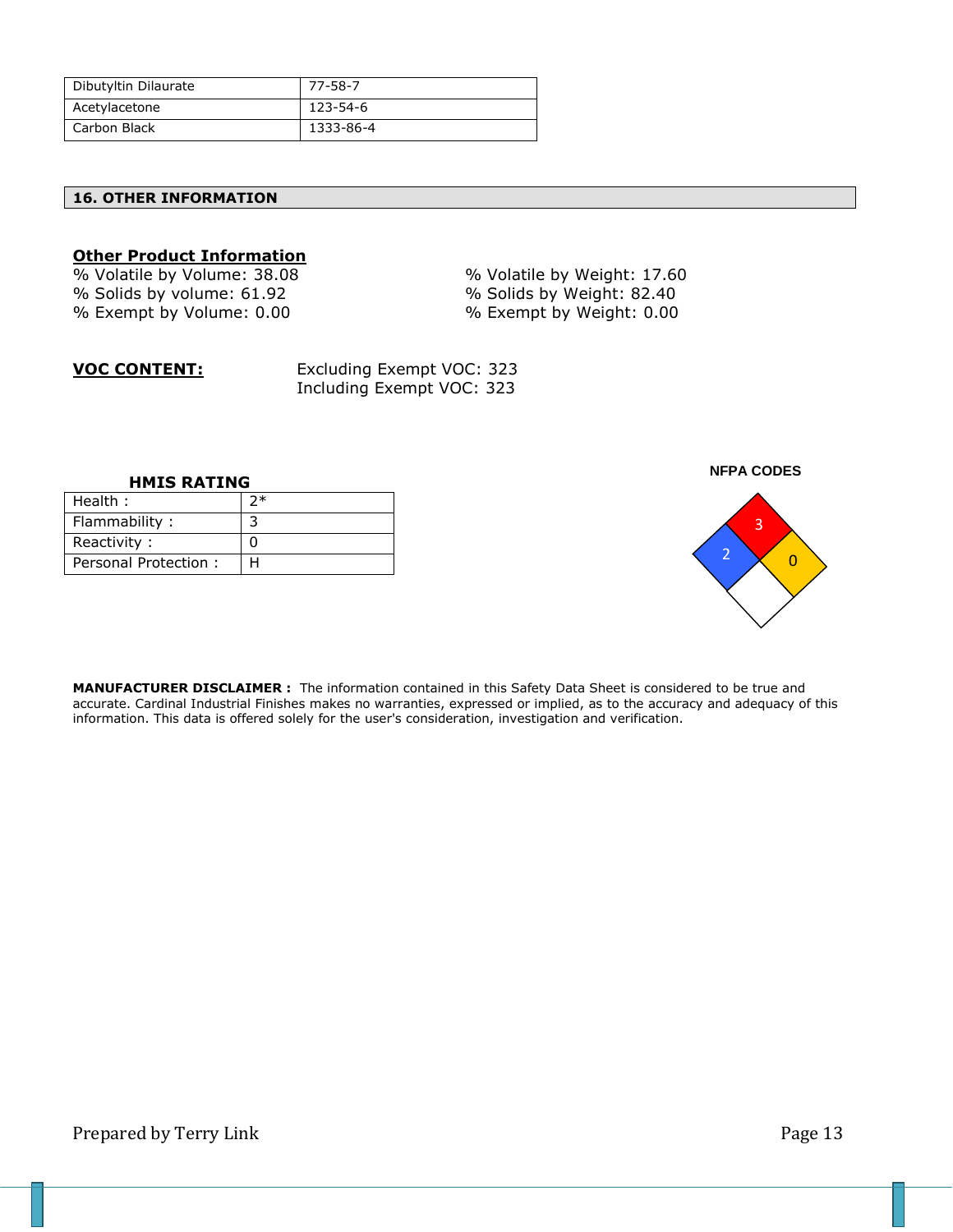| | |
|---|---|
| Dibutyltin Dilaurate | 77-58-7 |
| Acetylacetone | 123-54-6 |
| Carbon Black | 1333-86-4 |

## 16. OTHER INFORMATION

**Other Product Information**

% Volatile by Volume: 38.08
% Solids by volume: 61.92
% Exempt by Volume: 0.00

% Volatile by Weight: 17.60
% Solids by Weight: 82.40
% Exempt by Weight: 0.00

**VOC CONTENT:**

Excluding Exempt VOC: 323
Including Exempt VOC: 323

**HMIS RATING**

| | |
|---|---|
| Health : | 2* |
| Flammability : | 3 |
| Reactivity : | 0 |
| Personal Protection : | H |

**NFPA CODES**

3
2
0

**MANUFACTURER DISCLAIMER :** The information contained in this Safety Data Sheet is considered to be true and accurate. Cardinal Industrial Finishes makes no warranties, expressed or implied, as to the accuracy and adequacy of this information. This data is offered solely for the user's consideration, investigation and verification.

Prepared by Terry Link